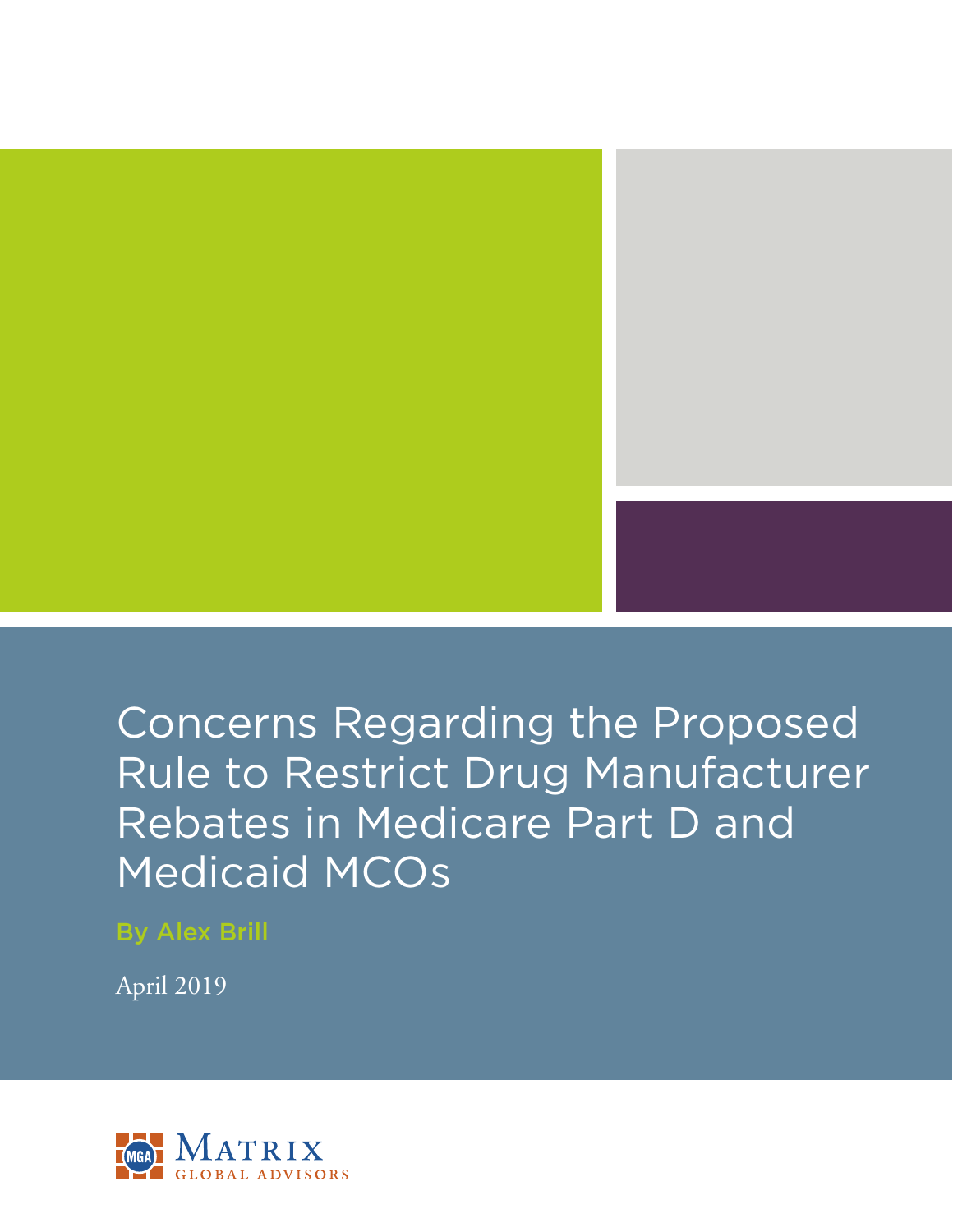# Concerns Regarding the Proposed Rule to Restrict Drug Manufacturer Rebates in Medicare Part D and Medicaid MCOs

By Alex Brill

April 2019

Matrix Global Advisors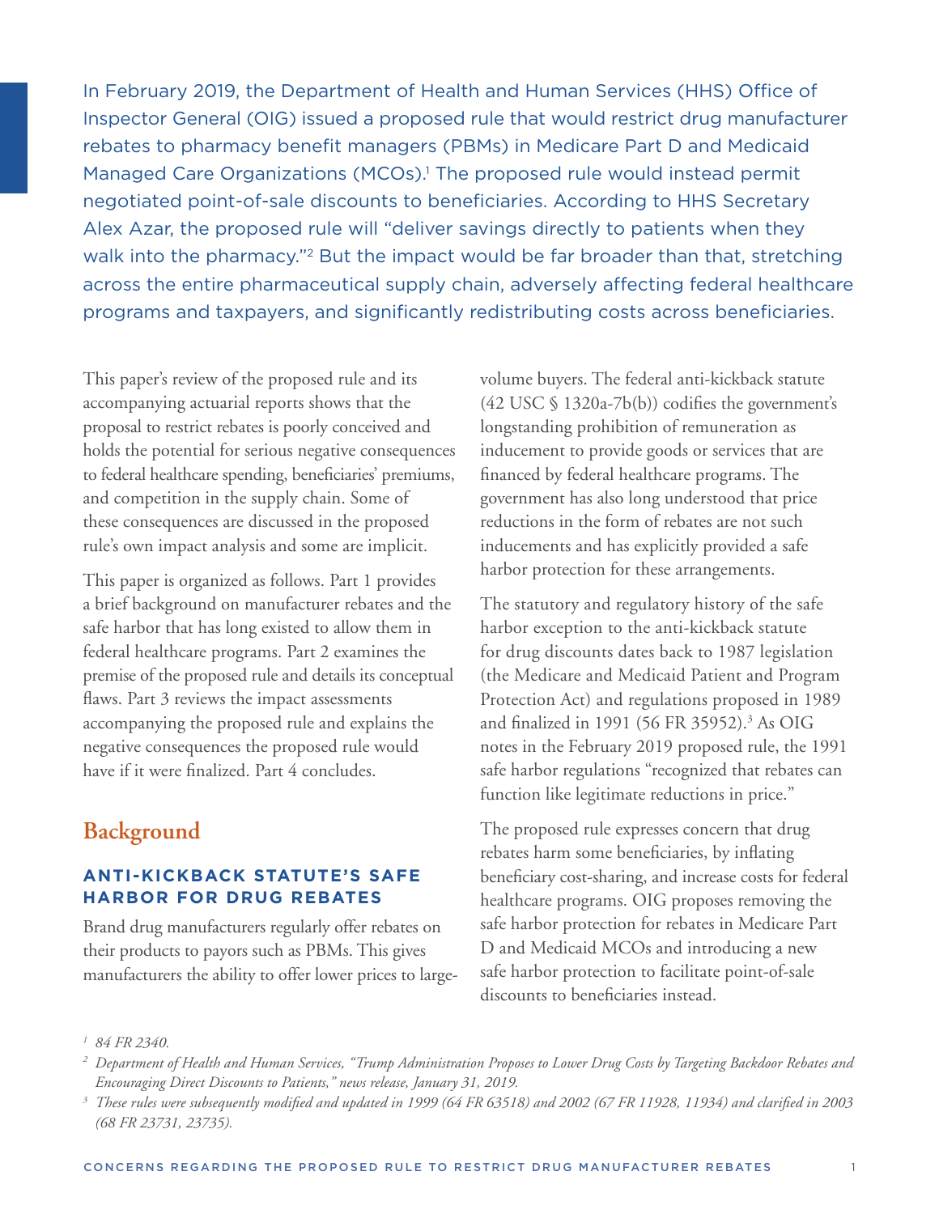In February 2019, the Department of Health and Human Services (HHS) Office of Inspector General (OIG) issued a proposed rule that would restrict drug manufacturer rebates to pharmacy benefit managers (PBMs) in Medicare Part D and Medicaid Managed Care Organizations (MCOs).[1] The proposed rule would instead permit negotiated point-of-sale discounts to beneficiaries. According to HHS Secretary Alex Azar, the proposed rule will "deliver savings directly to patients when they walk into the pharmacy."[2] But the impact would be far broader than that, stretching across the entire pharmaceutical supply chain, adversely affecting federal healthcare programs and taxpayers, and significantly redistributing costs across beneficiaries.

This paper's review of the proposed rule and its accompanying actuarial reports shows that the proposal to restrict rebates is poorly conceived and holds the potential for serious negative consequences to federal healthcare spending, beneficiaries' premiums, and competition in the supply chain. Some of these consequences are discussed in the proposed rule's own impact analysis and some are implicit.

This paper is organized as follows. Part 1 provides a brief background on manufacturer rebates and the safe harbor that has long existed to allow them in federal healthcare programs. Part 2 examines the premise of the proposed rule and details its conceptual flaws. Part 3 reviews the impact assessments accompanying the proposed rule and explains the negative consequences the proposed rule would have if it were finalized. Part 4 concludes.

## Background

### ANTI-KICKBACK STATUTE'S SAFE HARBOR FOR DRUG REBATES

Brand drug manufacturers regularly offer rebates on their products to payors such as PBMs. This gives manufacturers the ability to offer lower prices to large-volume buyers. The federal anti-kickback statute (42 USC § 1320a-7b(b)) codifies the government's longstanding prohibition of remuneration as inducement to provide goods or services that are financed by federal healthcare programs. The government has also long understood that price reductions in the form of rebates are not such inducements and has explicitly provided a safe harbor protection for these arrangements.

The statutory and regulatory history of the safe harbor exception to the anti-kickback statute for drug discounts dates back to 1987 legislation (the Medicare and Medicaid Patient and Program Protection Act) and regulations proposed in 1989 and finalized in 1991 (56 FR 35952).[3] As OIG notes in the February 2019 proposed rule, the 1991 safe harbor regulations "recognized that rebates can function like legitimate reductions in price."

The proposed rule expresses concern that drug rebates harm some beneficiaries, by inflating beneficiary cost-sharing, and increase costs for federal healthcare programs. OIG proposes removing the safe harbor protection for rebates in Medicare Part D and Medicaid MCOs and introducing a new safe harbor protection to facilitate point-of-sale discounts to beneficiaries instead.

---

[1] *84 FR 2340.*

[2] *Department of Health and Human Services, "Trump Administration Proposes to Lower Drug Costs by Targeting Backdoor Rebates and Encouraging Direct Discounts to Patients," news release, January 31, 2019.*

[3] *These rules were subsequently modified and updated in 1999 (64 FR 63518) and 2002 (67 FR 11928, 11934) and clarified in 2003 (68 FR 23731, 23735).*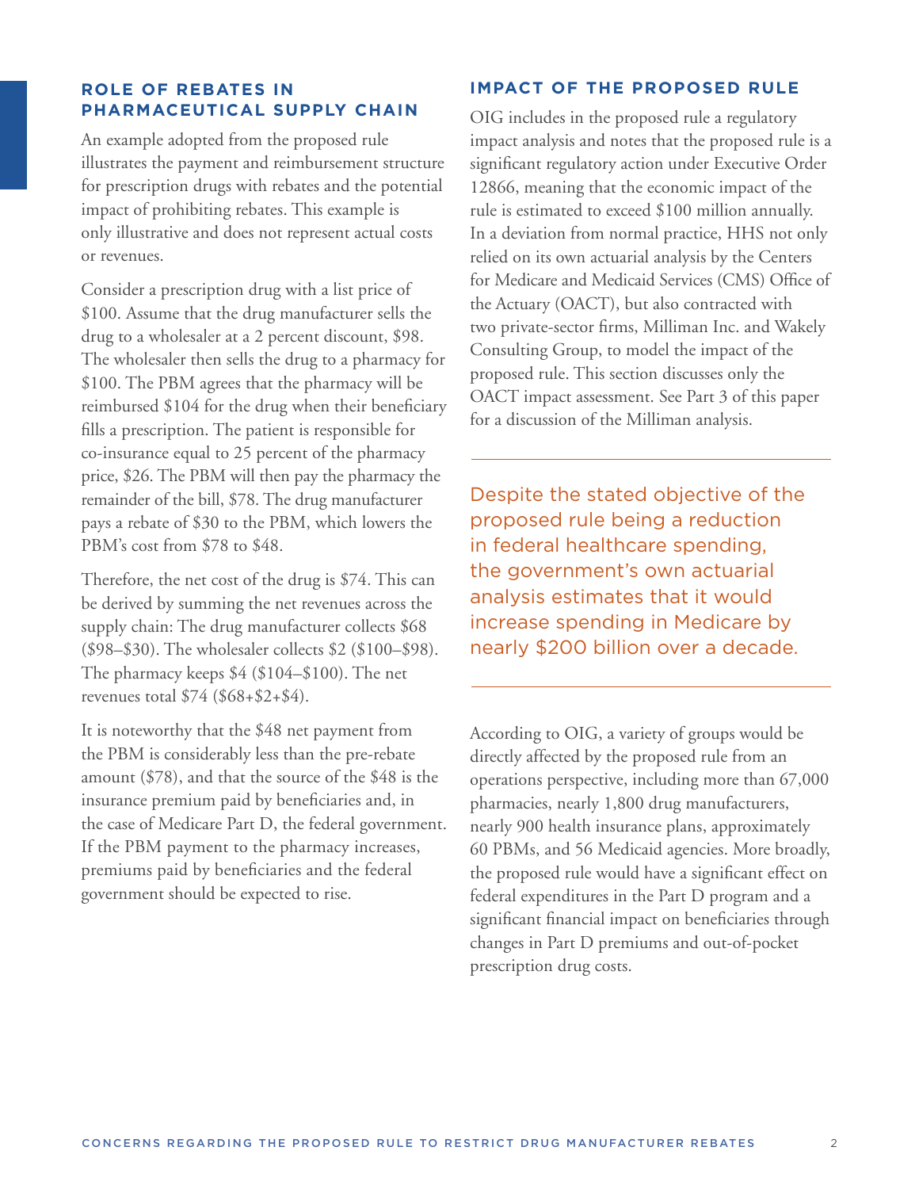## ROLE OF REBATES IN PHARMACEUTICAL SUPPLY CHAIN

An example adopted from the proposed rule illustrates the payment and reimbursement structure for prescription drugs with rebates and the potential impact of prohibiting rebates. This example is only illustrative and does not represent actual costs or revenues.

Consider a prescription drug with a list price of $100. Assume that the drug manufacturer sells the drug to a wholesaler at a 2 percent discount, $98. The wholesaler then sells the drug to a pharmacy for $100. The PBM agrees that the pharmacy will be reimbursed $104 for the drug when their beneficiary fills a prescription. The patient is responsible for co-insurance equal to 25 percent of the pharmacy price, $26. The PBM will then pay the pharmacy the remainder of the bill, $78. The drug manufacturer pays a rebate of $30 to the PBM, which lowers the PBM's cost from $78 to $48.

Therefore, the net cost of the drug is $74. This can be derived by summing the net revenues across the supply chain: The drug manufacturer collects $68 ($98–$30). The wholesaler collects $2 ($100–$98). The pharmacy keeps $4 ($104–$100). The net revenues total $74 ($68+$2+$4).

It is noteworthy that the $48 net payment from the PBM is considerably less than the pre-rebate amount ($78), and that the source of the $48 is the insurance premium paid by beneficiaries and, in the case of Medicare Part D, the federal government. If the PBM payment to the pharmacy increases, premiums paid by beneficiaries and the federal government should be expected to rise.

## IMPACT OF THE PROPOSED RULE

OIG includes in the proposed rule a regulatory impact analysis and notes that the proposed rule is a significant regulatory action under Executive Order 12866, meaning that the economic impact of the rule is estimated to exceed $100 million annually. In a deviation from normal practice, HHS not only relied on its own actuarial analysis by the Centers for Medicare and Medicaid Services (CMS) Office of the Actuary (OACT), but also contracted with two private-sector firms, Milliman Inc. and Wakely Consulting Group, to model the impact of the proposed rule. This section discusses only the OACT impact assessment. See Part 3 of this paper for a discussion of the Milliman analysis.

> Despite the stated objective of the proposed rule being a reduction in federal healthcare spending, the government's own actuarial analysis estimates that it would increase spending in Medicare by nearly $200 billion over a decade.

According to OIG, a variety of groups would be directly affected by the proposed rule from an operations perspective, including more than 67,000 pharmacies, nearly 1,800 drug manufacturers, nearly 900 health insurance plans, approximately 60 PBMs, and 56 Medicaid agencies. More broadly, the proposed rule would have a significant effect on federal expenditures in the Part D program and a significant financial impact on beneficiaries through changes in Part D premiums and out-of-pocket prescription drug costs.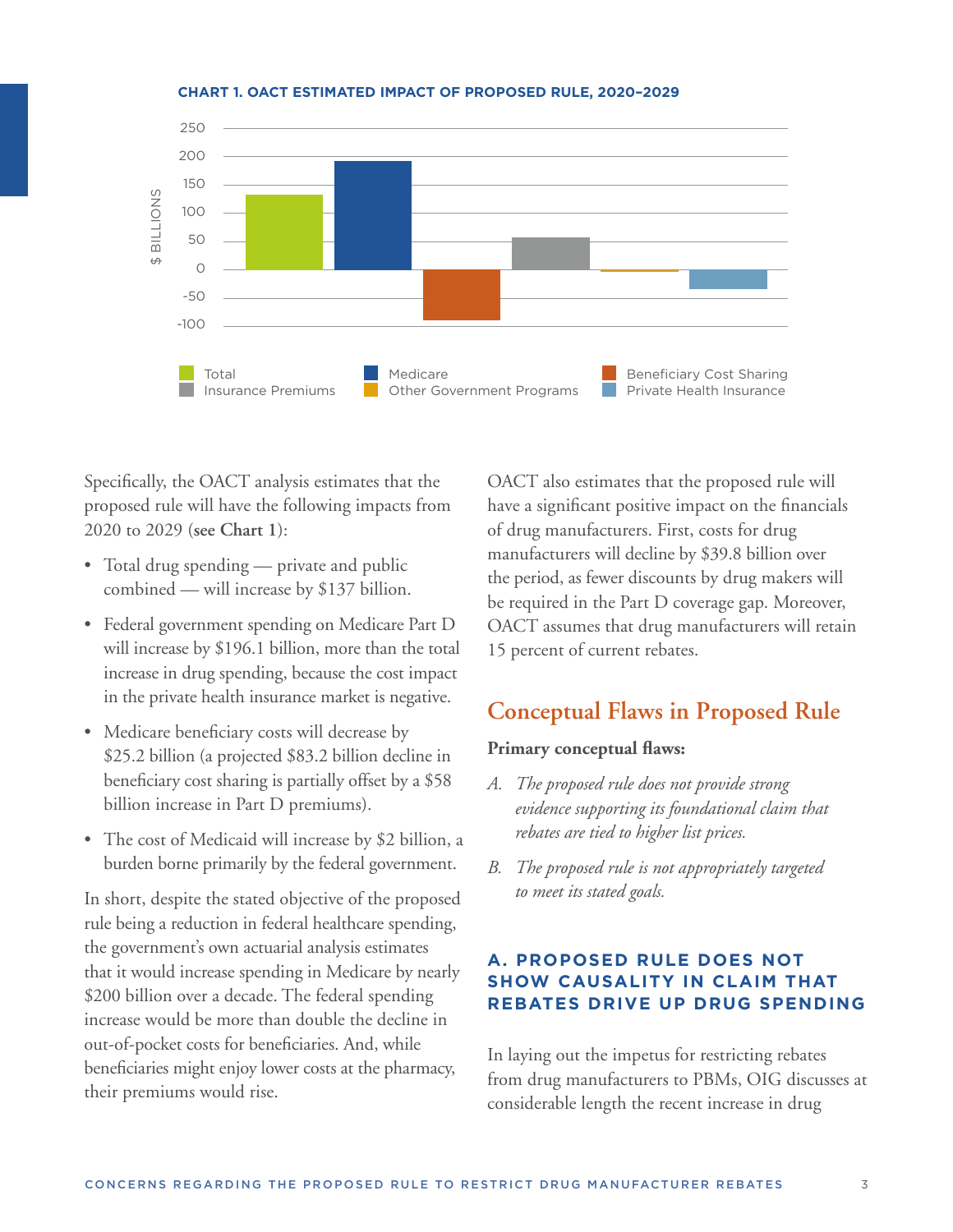**CHART 1. OACT ESTIMATED IMPACT OF PROPOSED RULE, 2020–2029**

Specifically, the OACT analysis estimates that the proposed rule will have the following impacts from 2020 to 2029 (**see Chart 1**):

- Total drug spending — private and public combined — will increase by $137 billion.
- Federal government spending on Medicare Part D will increase by $196.1 billion, more than the total increase in drug spending, because the cost impact in the private health insurance market is negative.
- Medicare beneficiary costs will decrease by $25.2 billion (a projected $83.2 billion decline in beneficiary cost sharing is partially offset by a $58 billion increase in Part D premiums).
- The cost of Medicaid will increase by $2 billion, a burden borne primarily by the federal government.

In short, despite the stated objective of the proposed rule being a reduction in federal healthcare spending, the government's own actuarial analysis estimates that it would increase spending in Medicare by nearly $200 billion over a decade. The federal spending increase would be more than double the decline in out-of-pocket costs for beneficiaries. And, while beneficiaries might enjoy lower costs at the pharmacy, their premiums would rise.

OACT also estimates that the proposed rule will have a significant positive impact on the financials of drug manufacturers. First, costs for drug manufacturers will decline by $39.8 billion over the period, as fewer discounts by drug makers will be required in the Part D coverage gap. Moreover, OACT assumes that drug manufacturers will retain 15 percent of current rebates.

## Conceptual Flaws in Proposed Rule

**Primary conceptual flaws:**

A. *The proposed rule does not provide strong evidence supporting its foundational claim that rebates are tied to higher list prices.*

B. *The proposed rule is not appropriately targeted to meet its stated goals.*

### A. PROPOSED RULE DOES NOT SHOW CAUSALITY IN CLAIM THAT REBATES DRIVE UP DRUG SPENDING

In laying out the impetus for restricting rebates from drug manufacturers to PBMs, OIG discusses at considerable length the recent increase in drug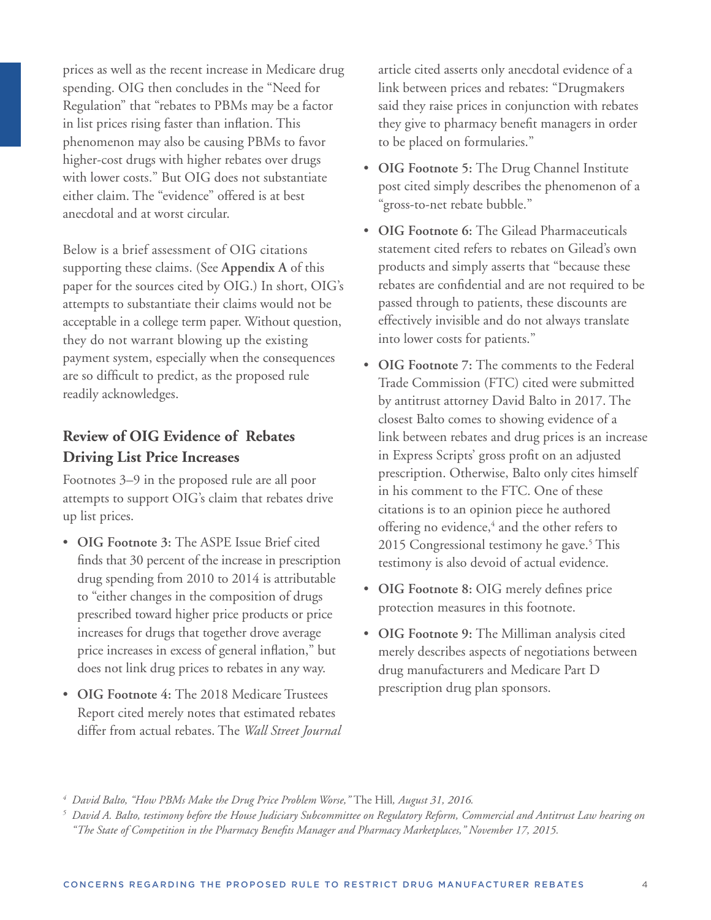prices as well as the recent increase in Medicare drug spending. OIG then concludes in the "Need for Regulation" that "rebates to PBMs may be a factor in list prices rising faster than inflation. This phenomenon may also be causing PBMs to favor higher-cost drugs with higher rebates over drugs with lower costs." But OIG does not substantiate either claim. The "evidence" offered is at best anecdotal and at worst circular.

Below is a brief assessment of OIG citations supporting these claims. (See **Appendix A** of this paper for the sources cited by OIG.) In short, OIG's attempts to substantiate their claims would not be acceptable in a college term paper. Without question, they do not warrant blowing up the existing payment system, especially when the consequences are so difficult to predict, as the proposed rule readily acknowledges.

## Review of OIG Evidence of Rebates Driving List Price Increases

Footnotes 3–9 in the proposed rule are all poor attempts to support OIG's claim that rebates drive up list prices.

- **OIG Footnote 3:** The ASPE Issue Brief cited finds that 30 percent of the increase in prescription drug spending from 2010 to 2014 is attributable to "either changes in the composition of drugs prescribed toward higher price products or price increases for drugs that together drove average price increases in excess of general inflation," but does not link drug prices to rebates in any way.
- **OIG Footnote 4:** The 2018 Medicare Trustees Report cited merely notes that estimated rebates differ from actual rebates. The *Wall Street Journal* article cited asserts only anecdotal evidence of a link between prices and rebates: "Drugmakers said they raise prices in conjunction with rebates they give to pharmacy benefit managers in order to be placed on formularies."
- **OIG Footnote 5:** The Drug Channel Institute post cited simply describes the phenomenon of a "gross-to-net rebate bubble."
- **OIG Footnote 6:** The Gilead Pharmaceuticals statement cited refers to rebates on Gilead's own products and simply asserts that "because these rebates are confidential and are not required to be passed through to patients, these discounts are effectively invisible and do not always translate into lower costs for patients."
- **OIG Footnote 7:** The comments to the Federal Trade Commission (FTC) cited were submitted by antitrust attorney David Balto in 2017. The closest Balto comes to showing evidence of a link between rebates and drug prices is an increase in Express Scripts' gross profit on an adjusted prescription. Otherwise, Balto only cites himself in his comment to the FTC. One of these citations is to an opinion piece he authored offering no evidence,[4] and the other refers to 2015 Congressional testimony he gave.[5] This testimony is also devoid of actual evidence.
- **OIG Footnote 8:** OIG merely defines price protection measures in this footnote.
- **OIG Footnote 9:** The Milliman analysis cited merely describes aspects of negotiations between drug manufacturers and Medicare Part D prescription drug plan sponsors.

[4] *David Balto, "How PBMs Make the Drug Price Problem Worse,"* The Hill*, August 31, 2016.*

[5] *David A. Balto, testimony before the House Judiciary Subcommittee on Regulatory Reform, Commercial and Antitrust Law hearing on "The State of Competition in the Pharmacy Benefits Manager and Pharmacy Marketplaces," November 17, 2015.*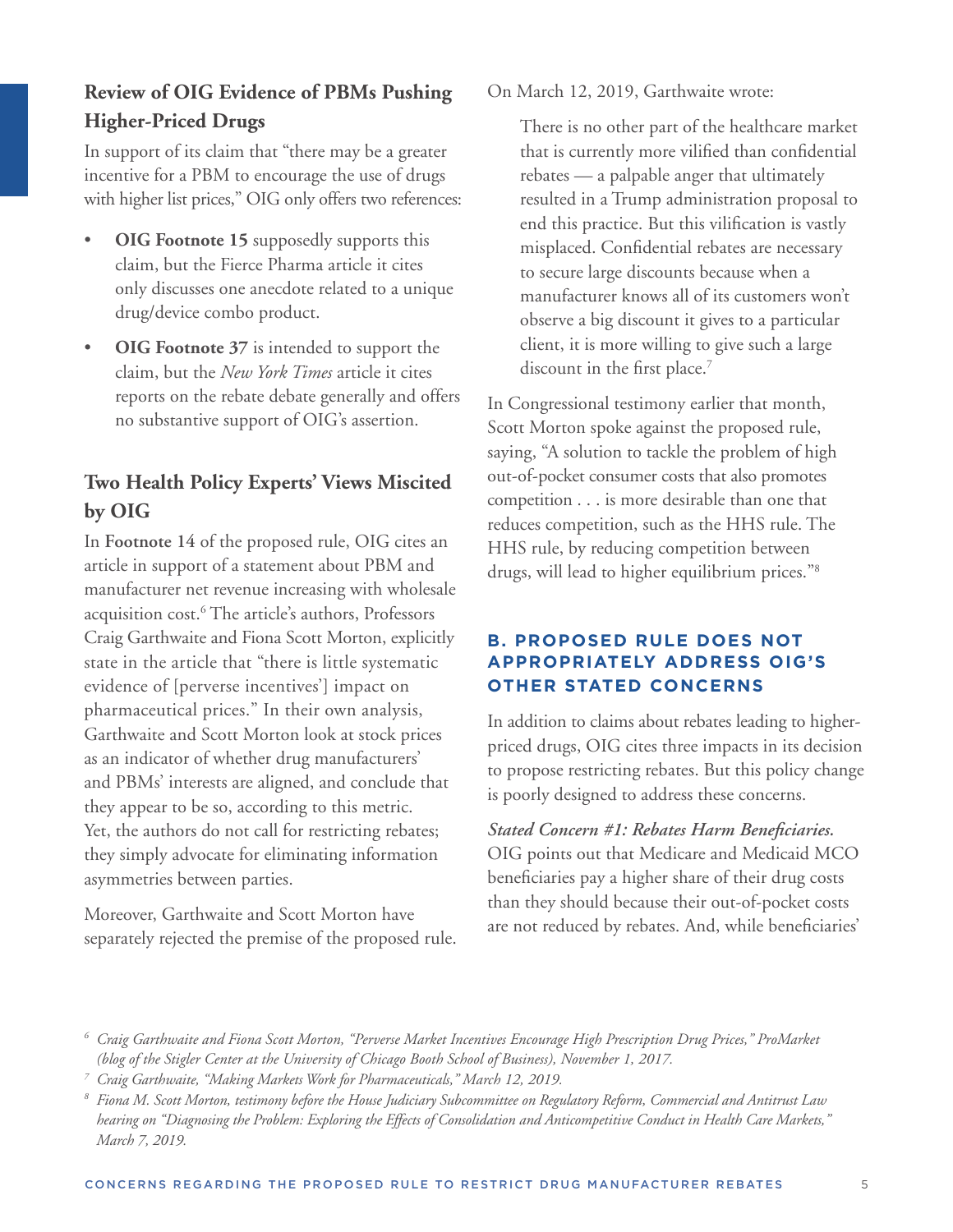### Review of OIG Evidence of PBMs Pushing Higher-Priced Drugs

In support of its claim that "there may be a greater incentive for a PBM to encourage the use of drugs with higher list prices," OIG only offers two references:

- **OIG Footnote 15** supposedly supports this claim, but the Fierce Pharma article it cites only discusses one anecdote related to a unique drug/device combo product.
- **OIG Footnote 37** is intended to support the claim, but the *New York Times* article it cites reports on the rebate debate generally and offers no substantive support of OIG's assertion.

### Two Health Policy Experts' Views Miscited by OIG

In **Footnote 14** of the proposed rule, OIG cites an article in support of a statement about PBM and manufacturer net revenue increasing with wholesale acquisition cost.[6] The article's authors, Professors Craig Garthwaite and Fiona Scott Morton, explicitly state in the article that "there is little systematic evidence of [perverse incentives'] impact on pharmaceutical prices." In their own analysis, Garthwaite and Scott Morton look at stock prices as an indicator of whether drug manufacturers' and PBMs' interests are aligned, and conclude that they appear to be so, according to this metric. Yet, the authors do not call for restricting rebates; they simply advocate for eliminating information asymmetries between parties.

Moreover, Garthwaite and Scott Morton have separately rejected the premise of the proposed rule. On March 12, 2019, Garthwaite wrote:

> There is no other part of the healthcare market that is currently more vilified than confidential rebates — a palpable anger that ultimately resulted in a Trump administration proposal to end this practice. But this vilification is vastly misplaced. Confidential rebates are necessary to secure large discounts because when a manufacturer knows all of its customers won't observe a big discount it gives to a particular client, it is more willing to give such a large discount in the first place.[7]

In Congressional testimony earlier that month, Scott Morton spoke against the proposed rule, saying, "A solution to tackle the problem of high out-of-pocket consumer costs that also promotes competition . . . is more desirable than one that reduces competition, such as the HHS rule. The HHS rule, by reducing competition between drugs, will lead to higher equilibrium prices."[8]

## B. PROPOSED RULE DOES NOT APPROPRIATELY ADDRESS OIG'S OTHER STATED CONCERNS

In addition to claims about rebates leading to higher-priced drugs, OIG cites three impacts in its decision to propose restricting rebates. But this policy change is poorly designed to address these concerns.

***Stated Concern #1: Rebates Harm Beneficiaries.*** OIG points out that Medicare and Medicaid MCO beneficiaries pay a higher share of their drug costs than they should because their out-of-pocket costs are not reduced by rebates. And, while beneficiaries'

---

[6] *Craig Garthwaite and Fiona Scott Morton, "Perverse Market Incentives Encourage High Prescription Drug Prices," ProMarket (blog of the Stigler Center at the University of Chicago Booth School of Business), November 1, 2017.*

[7] *Craig Garthwaite, "Making Markets Work for Pharmaceuticals," March 12, 2019.*

[8] *Fiona M. Scott Morton, testimony before the House Judiciary Subcommittee on Regulatory Reform, Commercial and Antitrust Law hearing on "Diagnosing the Problem: Exploring the Effects of Consolidation and Anticompetitive Conduct in Health Care Markets," March 7, 2019.*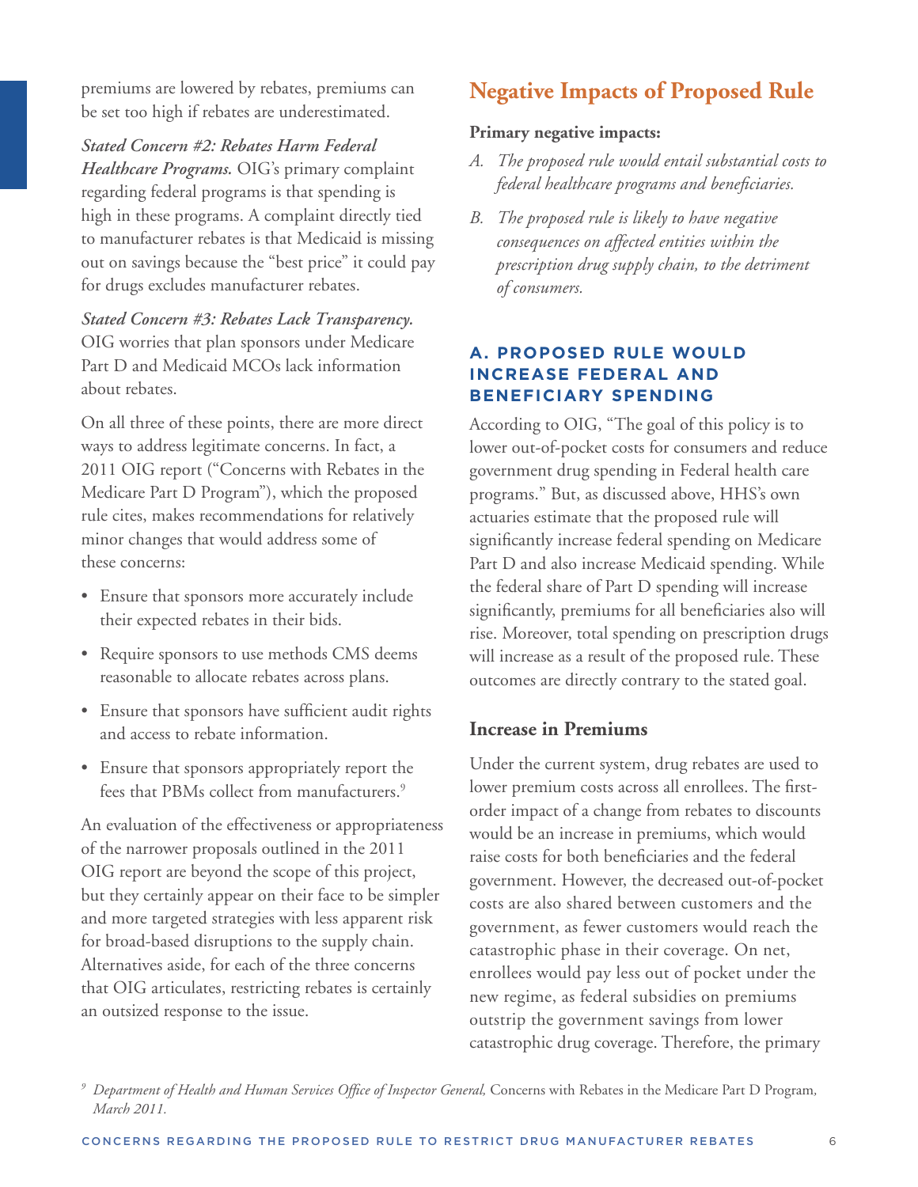premiums are lowered by rebates, premiums can be set too high if rebates are underestimated.

***Stated Concern #2: Rebates Harm Federal Healthcare Programs.*** OIG's primary complaint regarding federal programs is that spending is high in these programs. A complaint directly tied to manufacturer rebates is that Medicaid is missing out on savings because the "best price" it could pay for drugs excludes manufacturer rebates.

***Stated Concern #3: Rebates Lack Transparency.*** OIG worries that plan sponsors under Medicare Part D and Medicaid MCOs lack information about rebates.

On all three of these points, there are more direct ways to address legitimate concerns. In fact, a 2011 OIG report ("Concerns with Rebates in the Medicare Part D Program"), which the proposed rule cites, makes recommendations for relatively minor changes that would address some of these concerns:

- Ensure that sponsors more accurately include their expected rebates in their bids.
- Require sponsors to use methods CMS deems reasonable to allocate rebates across plans.
- Ensure that sponsors have sufficient audit rights and access to rebate information.
- Ensure that sponsors appropriately report the fees that PBMs collect from manufacturers.[9]

An evaluation of the effectiveness or appropriateness of the narrower proposals outlined in the 2011 OIG report are beyond the scope of this project, but they certainly appear on their face to be simpler and more targeted strategies with less apparent risk for broad-based disruptions to the supply chain. Alternatives aside, for each of the three concerns that OIG articulates, restricting rebates is certainly an outsized response to the issue.

## Negative Impacts of Proposed Rule

**Primary negative impacts:**

*A. The proposed rule would entail substantial costs to federal healthcare programs and beneficiaries.*

*B. The proposed rule is likely to have negative consequences on affected entities within the prescription drug supply chain, to the detriment of consumers.*

### A. PROPOSED RULE WOULD INCREASE FEDERAL AND BENEFICIARY SPENDING

According to OIG, "The goal of this policy is to lower out-of-pocket costs for consumers and reduce government drug spending in Federal health care programs." But, as discussed above, HHS's own actuaries estimate that the proposed rule will significantly increase federal spending on Medicare Part D and also increase Medicaid spending. While the federal share of Part D spending will increase significantly, premiums for all beneficiaries also will rise. Moreover, total spending on prescription drugs will increase as a result of the proposed rule. These outcomes are directly contrary to the stated goal.

#### Increase in Premiums

Under the current system, drug rebates are used to lower premium costs across all enrollees. The first-order impact of a change from rebates to discounts would be an increase in premiums, which would raise costs for both beneficiaries and the federal government. However, the decreased out-of-pocket costs are also shared between customers and the government, as fewer customers would reach the catastrophic phase in their coverage. On net, enrollees would pay less out of pocket under the new regime, as federal subsidies on premiums outstrip the government savings from lower catastrophic drug coverage. Therefore, the primary

[9] *Department of Health and Human Services Office of Inspector General,* Concerns with Rebates in the Medicare Part D Program*, March 2011.*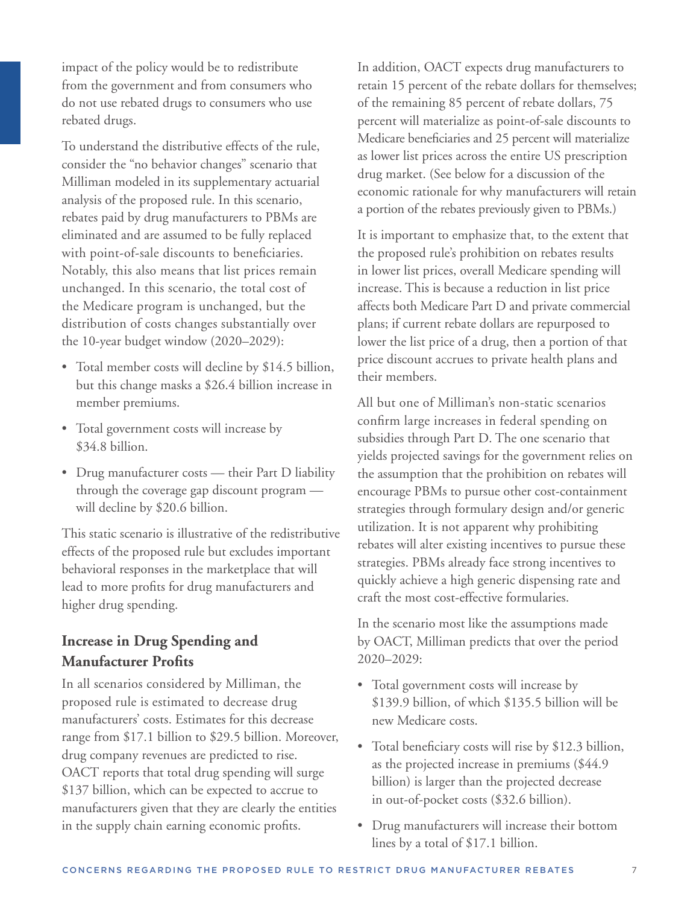impact of the policy would be to redistribute from the government and from consumers who do not use rebated drugs to consumers who use rebated drugs.

To understand the distributive effects of the rule, consider the "no behavior changes" scenario that Milliman modeled in its supplementary actuarial analysis of the proposed rule. In this scenario, rebates paid by drug manufacturers to PBMs are eliminated and are assumed to be fully replaced with point-of-sale discounts to beneficiaries. Notably, this also means that list prices remain unchanged. In this scenario, the total cost of the Medicare program is unchanged, but the distribution of costs changes substantially over the 10-year budget window (2020–2029):

- Total member costs will decline by $14.5 billion, but this change masks a $26.4 billion increase in member premiums.
- Total government costs will increase by $34.8 billion.
- Drug manufacturer costs — their Part D liability through the coverage gap discount program — will decline by $20.6 billion.

This static scenario is illustrative of the redistributive effects of the proposed rule but excludes important behavioral responses in the marketplace that will lead to more profits for drug manufacturers and higher drug spending.

## Increase in Drug Spending and Manufacturer Profits

In all scenarios considered by Milliman, the proposed rule is estimated to decrease drug manufacturers' costs. Estimates for this decrease range from $17.1 billion to $29.5 billion. Moreover, drug company revenues are predicted to rise. OACT reports that total drug spending will surge $137 billion, which can be expected to accrue to manufacturers given that they are clearly the entities in the supply chain earning economic profits.

In addition, OACT expects drug manufacturers to retain 15 percent of the rebate dollars for themselves; of the remaining 85 percent of rebate dollars, 75 percent will materialize as point-of-sale discounts to Medicare beneficiaries and 25 percent will materialize as lower list prices across the entire US prescription drug market. (See below for a discussion of the economic rationale for why manufacturers will retain a portion of the rebates previously given to PBMs.)

It is important to emphasize that, to the extent that the proposed rule's prohibition on rebates results in lower list prices, overall Medicare spending will increase. This is because a reduction in list price affects both Medicare Part D and private commercial plans; if current rebate dollars are repurposed to lower the list price of a drug, then a portion of that price discount accrues to private health plans and their members.

All but one of Milliman's non-static scenarios confirm large increases in federal spending on subsidies through Part D. The one scenario that yields projected savings for the government relies on the assumption that the prohibition on rebates will encourage PBMs to pursue other cost-containment strategies through formulary design and/or generic utilization. It is not apparent why prohibiting rebates will alter existing incentives to pursue these strategies. PBMs already face strong incentives to quickly achieve a high generic dispensing rate and craft the most cost-effective formularies.

In the scenario most like the assumptions made by OACT, Milliman predicts that over the period 2020–2029:

- Total government costs will increase by $139.9 billion, of which $135.5 billion will be new Medicare costs.
- Total beneficiary costs will rise by $12.3 billion, as the projected increase in premiums ($44.9 billion) is larger than the projected decrease in out-of-pocket costs ($32.6 billion).
- Drug manufacturers will increase their bottom lines by a total of $17.1 billion.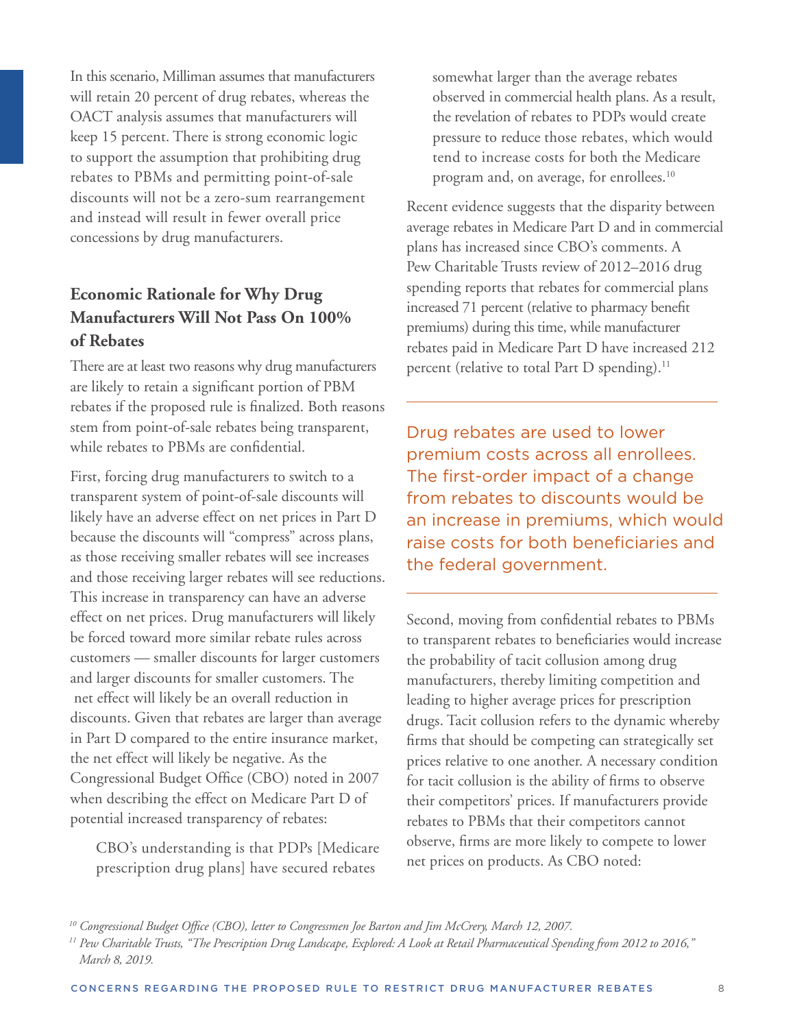In this scenario, Milliman assumes that manufacturers will retain 20 percent of drug rebates, whereas the OACT analysis assumes that manufacturers will keep 15 percent. There is strong economic logic to support the assumption that prohibiting drug rebates to PBMs and permitting point-of-sale discounts will not be a zero-sum rearrangement and instead will result in fewer overall price concessions by drug manufacturers.

## Economic Rationale for Why Drug Manufacturers Will Not Pass On 100% of Rebates

There are at least two reasons why drug manufacturers are likely to retain a significant portion of PBM rebates if the proposed rule is finalized. Both reasons stem from point-of-sale rebates being transparent, while rebates to PBMs are confidential.

First, forcing drug manufacturers to switch to a transparent system of point-of-sale discounts will likely have an adverse effect on net prices in Part D because the discounts will "compress" across plans, as those receiving smaller rebates will see increases and those receiving larger rebates will see reductions. This increase in transparency can have an adverse effect on net prices. Drug manufacturers will likely be forced toward more similar rebate rules across customers — smaller discounts for larger customers and larger discounts for smaller customers. The net effect will likely be an overall reduction in discounts. Given that rebates are larger than average in Part D compared to the entire insurance market, the net effect will likely be negative. As the Congressional Budget Office (CBO) noted in 2007 when describing the effect on Medicare Part D of potential increased transparency of rebates:

> CBO's understanding is that PDPs [Medicare prescription drug plans] have secured rebates somewhat larger than the average rebates observed in commercial health plans. As a result, the revelation of rebates to PDPs would create pressure to reduce those rebates, which would tend to increase costs for both the Medicare program and, on average, for enrollees.[10]

Recent evidence suggests that the disparity between average rebates in Medicare Part D and in commercial plans has increased since CBO's comments. A Pew Charitable Trusts review of 2012–2016 drug spending reports that rebates for commercial plans increased 71 percent (relative to pharmacy benefit premiums) during this time, while manufacturer rebates paid in Medicare Part D have increased 212 percent (relative to total Part D spending).[11]

> Drug rebates are used to lower premium costs across all enrollees. The first-order impact of a change from rebates to discounts would be an increase in premiums, which would raise costs for both beneficiaries and the federal government.

Second, moving from confidential rebates to PBMs to transparent rebates to beneficiaries would increase the probability of tacit collusion among drug manufacturers, thereby limiting competition and leading to higher average prices for prescription drugs. Tacit collusion refers to the dynamic whereby firms that should be competing can strategically set prices relative to one another. A necessary condition for tacit collusion is the ability of firms to observe their competitors' prices. If manufacturers provide rebates to PBMs that their competitors cannot observe, firms are more likely to compete to lower net prices on products. As CBO noted:

---

[10] *Congressional Budget Office (CBO), letter to Congressmen Joe Barton and Jim McCrery, March 12, 2007.*

[11] *Pew Charitable Trusts, "The Prescription Drug Landscape, Explored: A Look at Retail Pharmaceutical Spending from 2012 to 2016," March 8, 2019.*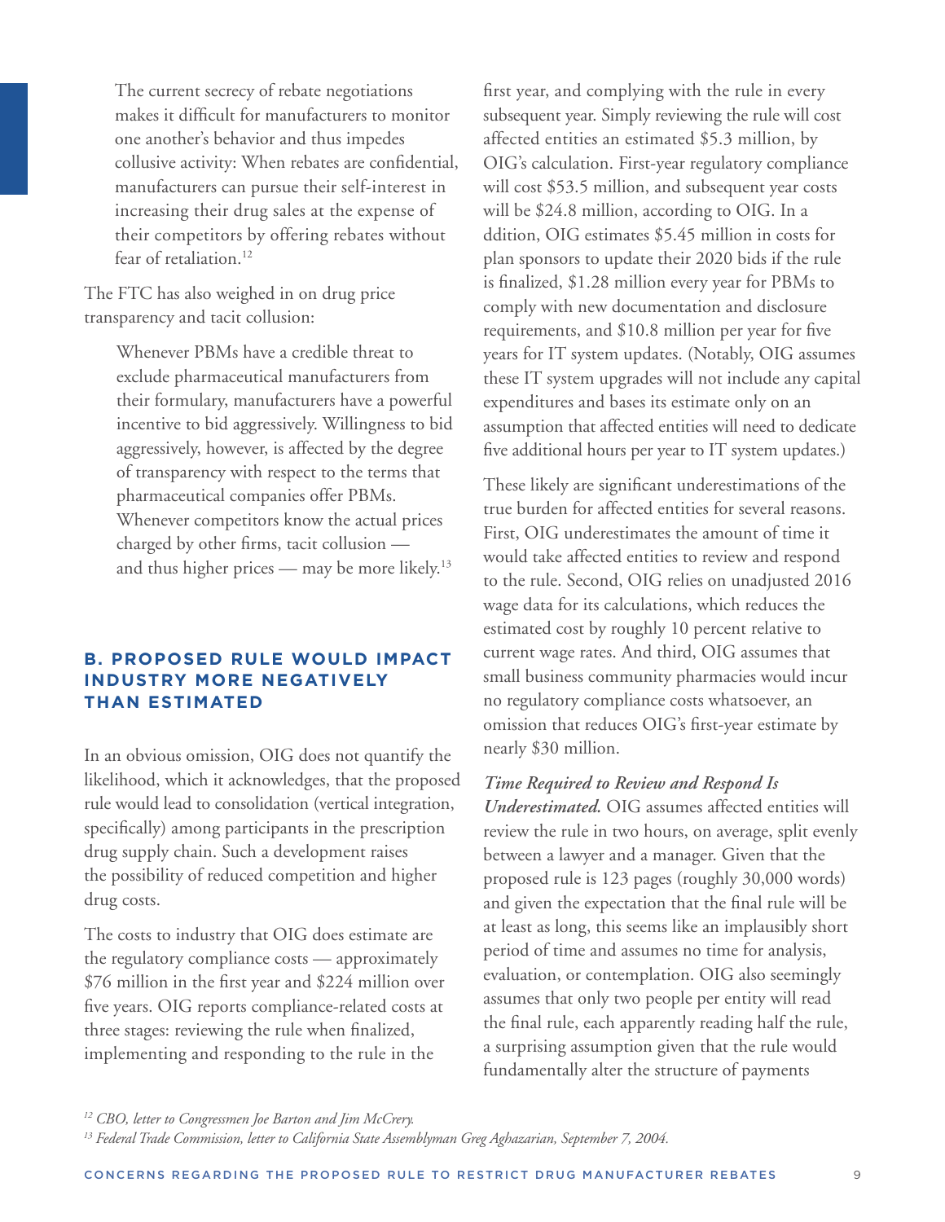> The current secrecy of rebate negotiations makes it difficult for manufacturers to monitor one another's behavior and thus impedes collusive activity: When rebates are confidential, manufacturers can pursue their self-interest in increasing their drug sales at the expense of their competitors by offering rebates without fear of retaliation.[12]

The FTC has also weighed in on drug price transparency and tacit collusion:

> Whenever PBMs have a credible threat to exclude pharmaceutical manufacturers from their formulary, manufacturers have a powerful incentive to bid aggressively. Willingness to bid aggressively, however, is affected by the degree of transparency with respect to the terms that pharmaceutical companies offer PBMs. Whenever competitors know the actual prices charged by other firms, tacit collusion — and thus higher prices — may be more likely.[13]

### B. PROPOSED RULE WOULD IMPACT INDUSTRY MORE NEGATIVELY THAN ESTIMATED

In an obvious omission, OIG does not quantify the likelihood, which it acknowledges, that the proposed rule would lead to consolidation (vertical integration, specifically) among participants in the prescription drug supply chain. Such a development raises the possibility of reduced competition and higher drug costs.

The costs to industry that OIG does estimate are the regulatory compliance costs — approximately $76 million in the first year and $224 million over five years. OIG reports compliance-related costs at three stages: reviewing the rule when finalized, implementing and responding to the rule in the first year, and complying with the rule in every subsequent year. Simply reviewing the rule will cost affected entities an estimated $5.3 million, by OIG's calculation. First-year regulatory compliance will cost $53.5 million, and subsequent year costs will be $24.8 million, according to OIG. In a ddition, OIG estimates $5.45 million in costs for plan sponsors to update their 2020 bids if the rule is finalized, $1.28 million every year for PBMs to comply with new documentation and disclosure requirements, and $10.8 million per year for five years for IT system updates. (Notably, OIG assumes these IT system upgrades will not include any capital expenditures and bases its estimate only on an assumption that affected entities will need to dedicate five additional hours per year to IT system updates.)

These likely are significant underestimations of the true burden for affected entities for several reasons. First, OIG underestimates the amount of time it would take affected entities to review and respond to the rule. Second, OIG relies on unadjusted 2016 wage data for its calculations, which reduces the estimated cost by roughly 10 percent relative to current wage rates. And third, OIG assumes that small business community pharmacies would incur no regulatory compliance costs whatsoever, an omission that reduces OIG's first-year estimate by nearly $30 million.

***Time Required to Review and Respond Is Underestimated.*** OIG assumes affected entities will review the rule in two hours, on average, split evenly between a lawyer and a manager. Given that the proposed rule is 123 pages (roughly 30,000 words) and given the expectation that the final rule will be at least as long, this seems like an implausibly short period of time and assumes no time for analysis, evaluation, or contemplation. OIG also seemingly assumes that only two people per entity will read the final rule, each apparently reading half the rule, a surprising assumption given that the rule would fundamentally alter the structure of payments

---

*[12] CBO, letter to Congressmen Joe Barton and Jim McCrery.*

*[13] Federal Trade Commission, letter to California State Assemblyman Greg Aghazarian, September 7, 2004.*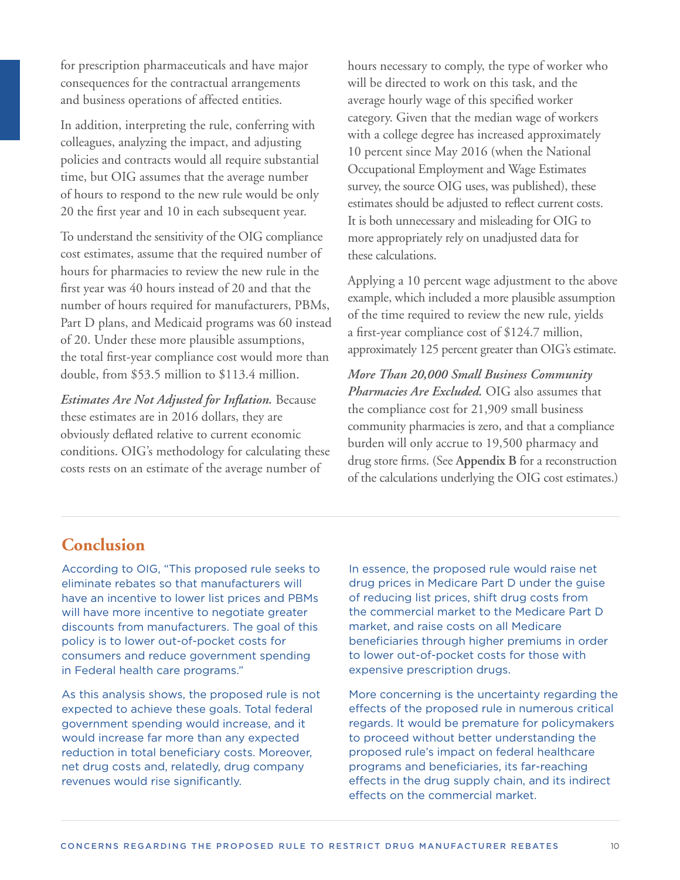for prescription pharmaceuticals and have major consequences for the contractual arrangements and business operations of affected entities.

In addition, interpreting the rule, conferring with colleagues, analyzing the impact, and adjusting policies and contracts would all require substantial time, but OIG assumes that the average number of hours to respond to the new rule would be only 20 the first year and 10 in each subsequent year.

To understand the sensitivity of the OIG compliance cost estimates, assume that the required number of hours for pharmacies to review the new rule in the first year was 40 hours instead of 20 and that the number of hours required for manufacturers, PBMs, Part D plans, and Medicaid programs was 60 instead of 20. Under these more plausible assumptions, the total first-year compliance cost would more than double, from $53.5 million to $113.4 million.

*Estimates Are Not Adjusted for Inflation.* Because these estimates are in 2016 dollars, they are obviously deflated relative to current economic conditions. OIG's methodology for calculating these costs rests on an estimate of the average number of hours necessary to comply, the type of worker who will be directed to work on this task, and the average hourly wage of this specified worker category. Given that the median wage of workers with a college degree has increased approximately 10 percent since May 2016 (when the National Occupational Employment and Wage Estimates survey, the source OIG uses, was published), these estimates should be adjusted to reflect current costs. It is both unnecessary and misleading for OIG to more appropriately rely on unadjusted data for these calculations.

Applying a 10 percent wage adjustment to the above example, which included a more plausible assumption of the time required to review the new rule, yields a first-year compliance cost of $124.7 million, approximately 125 percent greater than OIG's estimate.

*More Than 20,000 Small Business Community Pharmacies Are Excluded.* OIG also assumes that the compliance cost for 21,909 small business community pharmacies is zero, and that a compliance burden will only accrue to 19,500 pharmacy and drug store firms. (See **Appendix B** for a reconstruction of the calculations underlying the OIG cost estimates.)

## Conclusion

According to OIG, "This proposed rule seeks to eliminate rebates so that manufacturers will have an incentive to lower list prices and PBMs will have more incentive to negotiate greater discounts from manufacturers. The goal of this policy is to lower out-of-pocket costs for consumers and reduce government spending in Federal health care programs."

As this analysis shows, the proposed rule is not expected to achieve these goals. Total federal government spending would increase, and it would increase far more than any expected reduction in total beneficiary costs. Moreover, net drug costs and, relatedly, drug company revenues would rise significantly.

In essence, the proposed rule would raise net drug prices in Medicare Part D under the guise of reducing list prices, shift drug costs from the commercial market to the Medicare Part D market, and raise costs on all Medicare beneficiaries through higher premiums in order to lower out-of-pocket costs for those with expensive prescription drugs.

More concerning is the uncertainty regarding the effects of the proposed rule in numerous critical regards. It would be premature for policymakers to proceed without better understanding the proposed rule's impact on federal healthcare programs and beneficiaries, its far-reaching effects in the drug supply chain, and its indirect effects on the commercial market.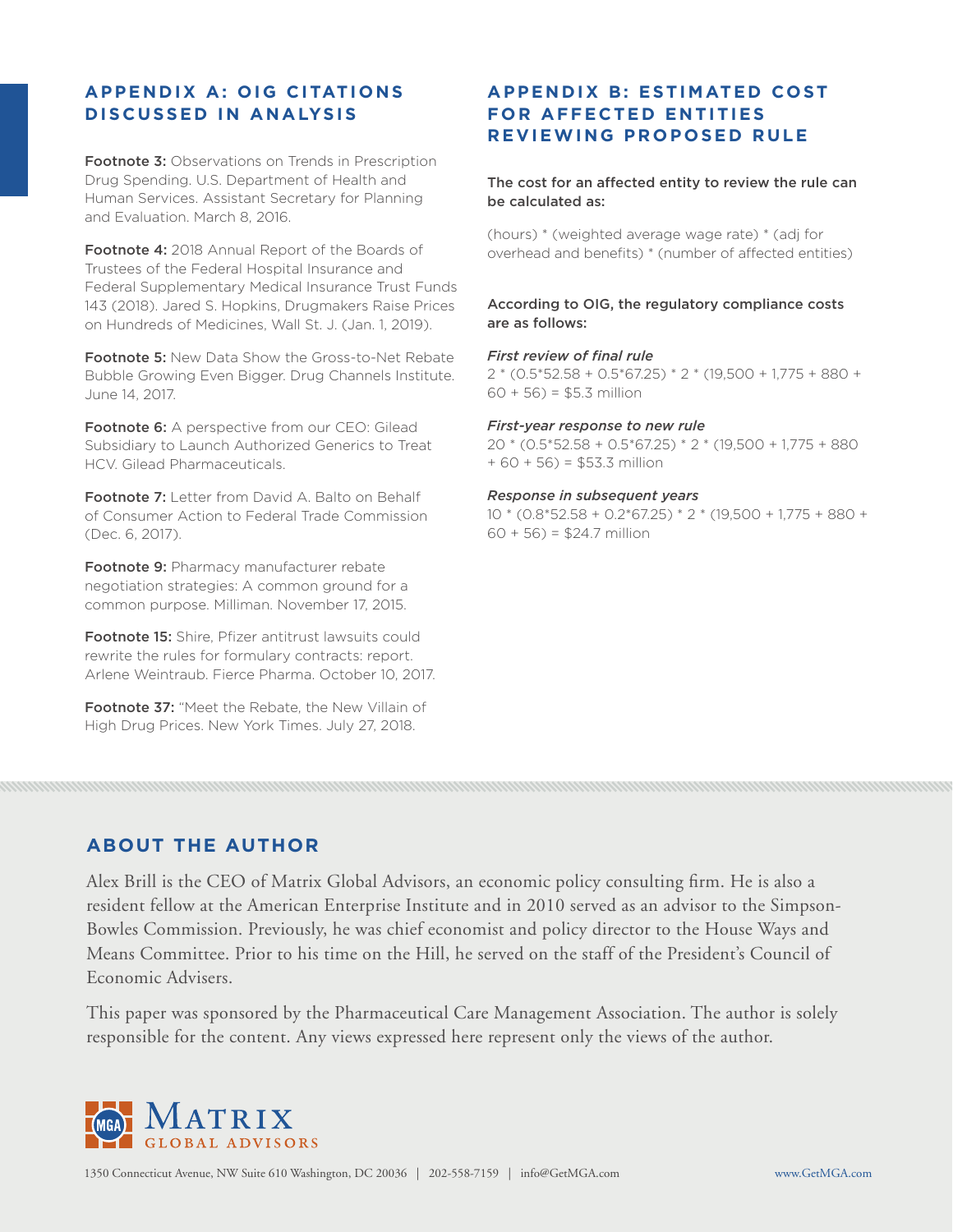## APPENDIX A: OIG CITATIONS DISCUSSED IN ANALYSIS

**Footnote 3:** Observations on Trends in Prescription Drug Spending. U.S. Department of Health and Human Services. Assistant Secretary for Planning and Evaluation. March 8, 2016.

**Footnote 4:** 2018 Annual Report of the Boards of Trustees of the Federal Hospital Insurance and Federal Supplementary Medical Insurance Trust Funds 143 (2018). Jared S. Hopkins, Drugmakers Raise Prices on Hundreds of Medicines, Wall St. J. (Jan. 1, 2019).

**Footnote 5:** New Data Show the Gross-to-Net Rebate Bubble Growing Even Bigger. Drug Channels Institute. June 14, 2017.

**Footnote 6:** A perspective from our CEO: Gilead Subsidiary to Launch Authorized Generics to Treat HCV. Gilead Pharmaceuticals.

**Footnote 7:** Letter from David A. Balto on Behalf of Consumer Action to Federal Trade Commission (Dec. 6, 2017).

**Footnote 9:** Pharmacy manufacturer rebate negotiation strategies: A common ground for a common purpose. Milliman. November 17, 2015.

**Footnote 15:** Shire, Pfizer antitrust lawsuits could rewrite the rules for formulary contracts: report. Arlene Weintraub. Fierce Pharma. October 10, 2017.

**Footnote 37:** "Meet the Rebate, the New Villain of High Drug Prices. New York Times. July 27, 2018.

## APPENDIX B: ESTIMATED COST FOR AFFECTED ENTITIES REVIEWING PROPOSED RULE

**The cost for an affected entity to review the rule can be calculated as:**

(hours) * (weighted average wage rate) * (adj for overhead and benefits) * (number of affected entities)

**According to OIG, the regulatory compliance costs are as follows:**

***First review of final rule***
2 * (0.5*52.58 + 0.5*67.25) * 2 * (19,500 + 1,775 + 880 + 60 + 56) = $5.3 million

***First-year response to new rule***
20 * (0.5*52.58 + 0.5*67.25) * 2 * (19,500 + 1,775 + 880 + 60 + 56) = $53.3 million

***Response in subsequent years***
10 * (0.8*52.58 + 0.2*67.25) * 2 * (19,500 + 1,775 + 880 + 60 + 56) = $24.7 million

## ABOUT THE AUTHOR

Alex Brill is the CEO of Matrix Global Advisors, an economic policy consulting firm. He is also a resident fellow at the American Enterprise Institute and in 2010 served as an advisor to the Simpson-Bowles Commission. Previously, he was chief economist and policy director to the House Ways and Means Committee. Prior to his time on the Hill, he served on the staff of the President's Council of Economic Advisers.

This paper was sponsored by the Pharmaceutical Care Management Association. The author is solely responsible for the content. Any views expressed here represent only the views of the author.

MGA MATRIX GLOBAL ADVISORS

1350 Connecticut Avenue, NW Suite 610 Washington, DC 20036 | 202-558-7159 | info@GetMGA.com www.GetMGA.com